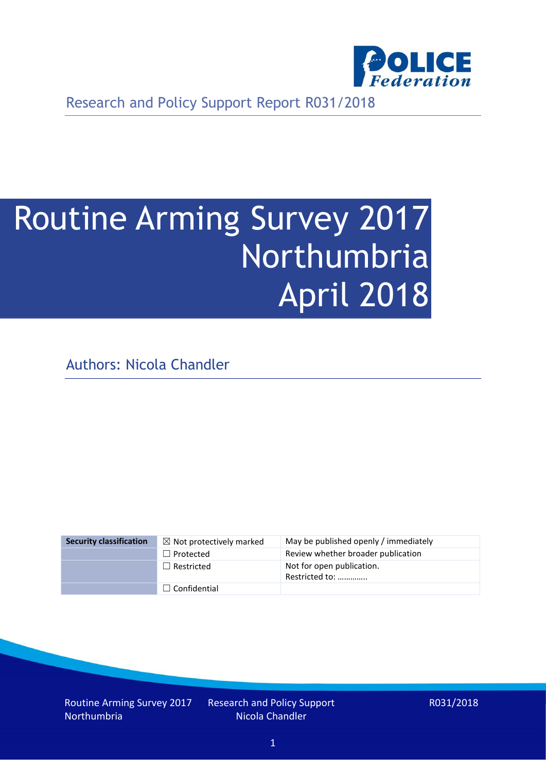Research and Policy Support Report R031/2018

# Routine Arming Survey 2017 Northumbria April 2018

Authors: Nicola Chandler

| Security classification | ☒ Not protectively marked | May be published openly / immediately |
|---|---|---|
| | ☐ Protected | Review whether broader publication |
| | ☐ Restricted | Not for open publication. Restricted to: ………….. |
| | ☐ Confidential | |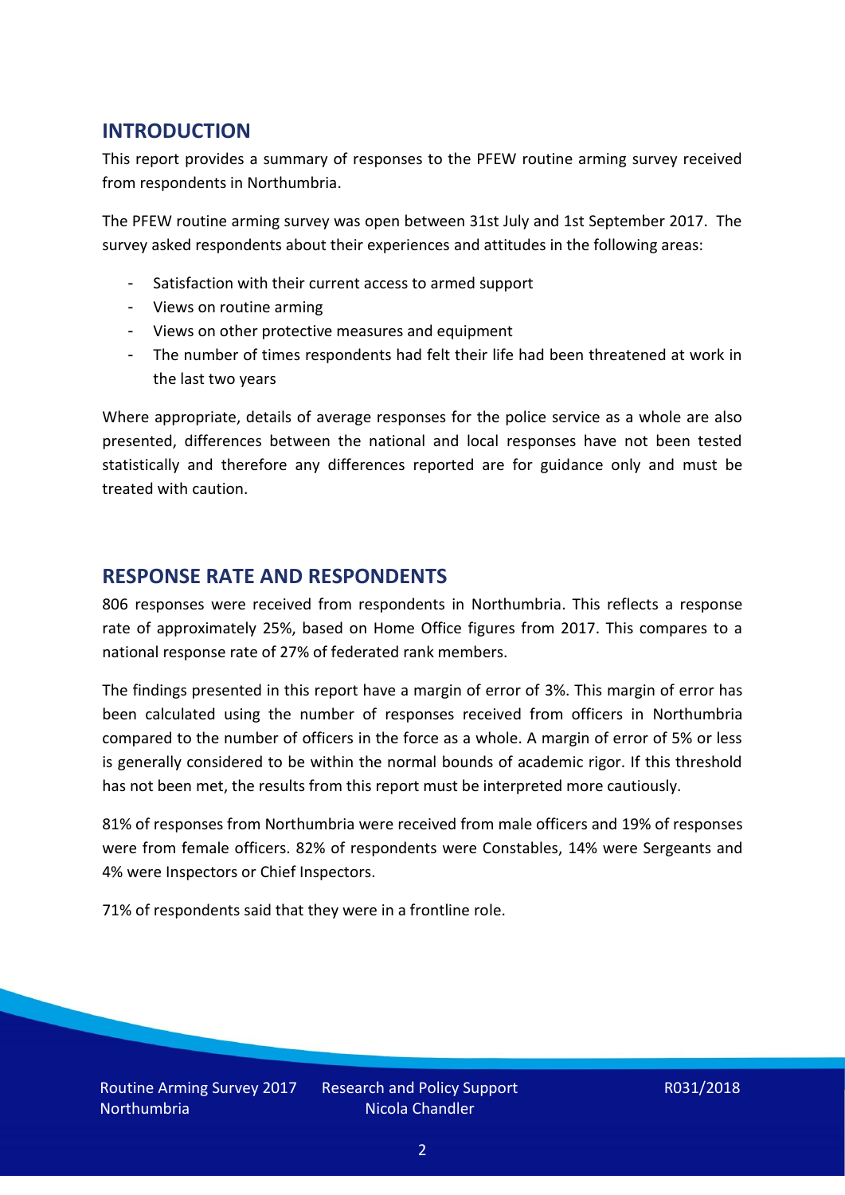## INTRODUCTION

This report provides a summary of responses to the PFEW routine arming survey received from respondents in Northumbria.

The PFEW routine arming survey was open between 31st July and 1st September 2017. The survey asked respondents about their experiences and attitudes in the following areas:

- Satisfaction with their current access to armed support
- Views on routine arming
- Views on other protective measures and equipment
- The number of times respondents had felt their life had been threatened at work in the last two years

Where appropriate, details of average responses for the police service as a whole are also presented, differences between the national and local responses have not been tested statistically and therefore any differences reported are for guidance only and must be treated with caution.

## RESPONSE RATE AND RESPONDENTS

806 responses were received from respondents in Northumbria. This reflects a response rate of approximately 25%, based on Home Office figures from 2017. This compares to a national response rate of 27% of federated rank members.

The findings presented in this report have a margin of error of 3%. This margin of error has been calculated using the number of responses received from officers in Northumbria compared to the number of officers in the force as a whole. A margin of error of 5% or less is generally considered to be within the normal bounds of academic rigor. If this threshold has not been met, the results from this report must be interpreted more cautiously.

81% of responses from Northumbria were received from male officers and 19% of responses were from female officers. 82% of respondents were Constables, 14% were Sergeants and 4% were Inspectors or Chief Inspectors.

71% of respondents said that they were in a frontline role.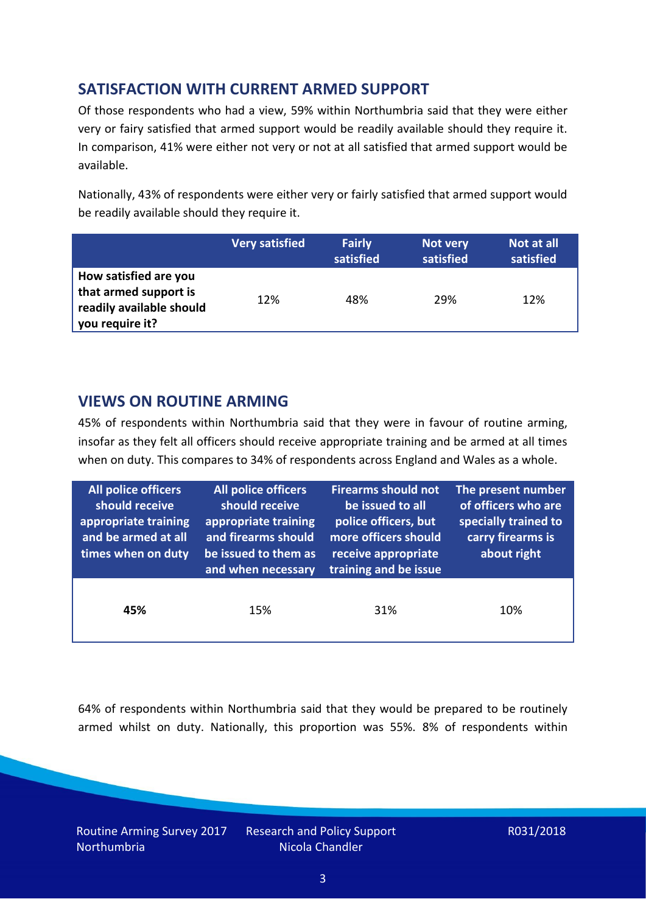## SATISFACTION WITH CURRENT ARMED SUPPORT

Of those respondents who had a view, 59% within Northumbria said that they were either very or fairy satisfied that armed support would be readily available should they require it. In comparison, 41% were either not very or not at all satisfied that armed support would be available.

Nationally, 43% of respondents were either very or fairly satisfied that armed support would be readily available should they require it.

| | Very satisfied | Fairly satisfied | Not very satisfied | Not at all satisfied |
|---|---|---|---|---|
| **How satisfied are you that armed support is readily available should you require it?** | 12% | 48% | 29% | 12% |

## VIEWS ON ROUTINE ARMING

45% of respondents within Northumbria said that they were in favour of routine arming, insofar as they felt all officers should receive appropriate training and be armed at all times when on duty. This compares to 34% of respondents across England and Wales as a whole.

| All police officers should receive appropriate training and be armed at all times when on duty | All police officers should receive appropriate training and firearms should be issued to them as and when necessary | Firearms should not be issued to all police officers, but more officers should receive appropriate training and be issue | The present number of officers who are specially trained to carry firearms is about right |
|---|---|---|---|
| **45%** | 15% | 31% | 10% |

64% of respondents within Northumbria said that they would be prepared to be routinely armed whilst on duty. Nationally, this proportion was 55%. 8% of respondents within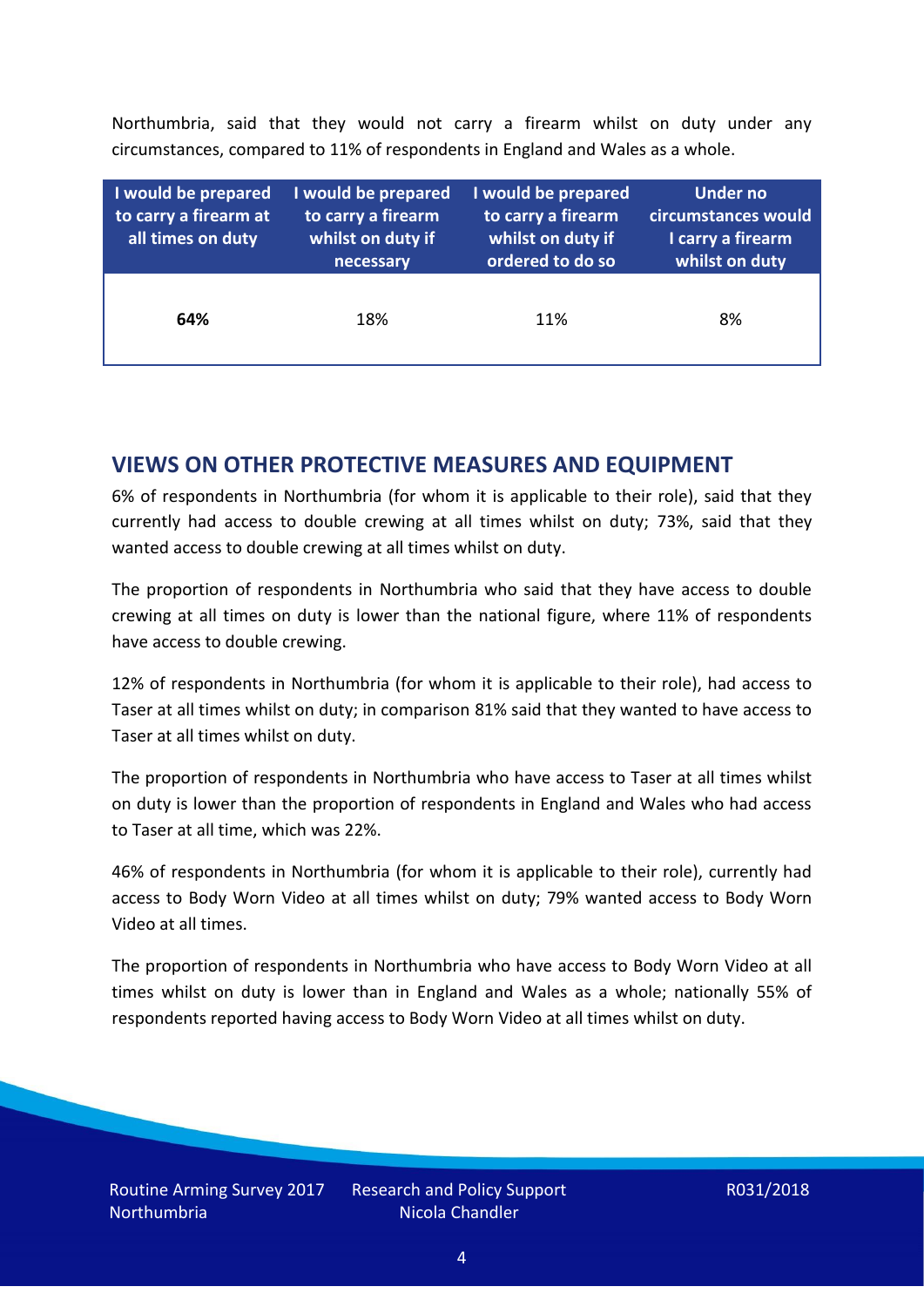Northumbria, said that they would not carry a firearm whilst on duty under any circumstances, compared to 11% of respondents in England and Wales as a whole.

| I would be prepared to carry a firearm at all times on duty | I would be prepared to carry a firearm whilst on duty if necessary | I would be prepared to carry a firearm whilst on duty if ordered to do so | Under no circumstances would I carry a firearm whilst on duty |
|---|---|---|---|
| **64%** | 18% | 11% | 8% |

## VIEWS ON OTHER PROTECTIVE MEASURES AND EQUIPMENT

6% of respondents in Northumbria (for whom it is applicable to their role), said that they currently had access to double crewing at all times whilst on duty; 73%, said that they wanted access to double crewing at all times whilst on duty.

The proportion of respondents in Northumbria who said that they have access to double crewing at all times on duty is lower than the national figure, where 11% of respondents have access to double crewing.

12% of respondents in Northumbria (for whom it is applicable to their role), had access to Taser at all times whilst on duty; in comparison 81% said that they wanted to have access to Taser at all times whilst on duty.

The proportion of respondents in Northumbria who have access to Taser at all times whilst on duty is lower than the proportion of respondents in England and Wales who had access to Taser at all time, which was 22%.

46% of respondents in Northumbria (for whom it is applicable to their role), currently had access to Body Worn Video at all times whilst on duty; 79% wanted access to Body Worn Video at all times.

The proportion of respondents in Northumbria who have access to Body Worn Video at all times whilst on duty is lower than in England and Wales as a whole; nationally 55% of respondents reported having access to Body Worn Video at all times whilst on duty.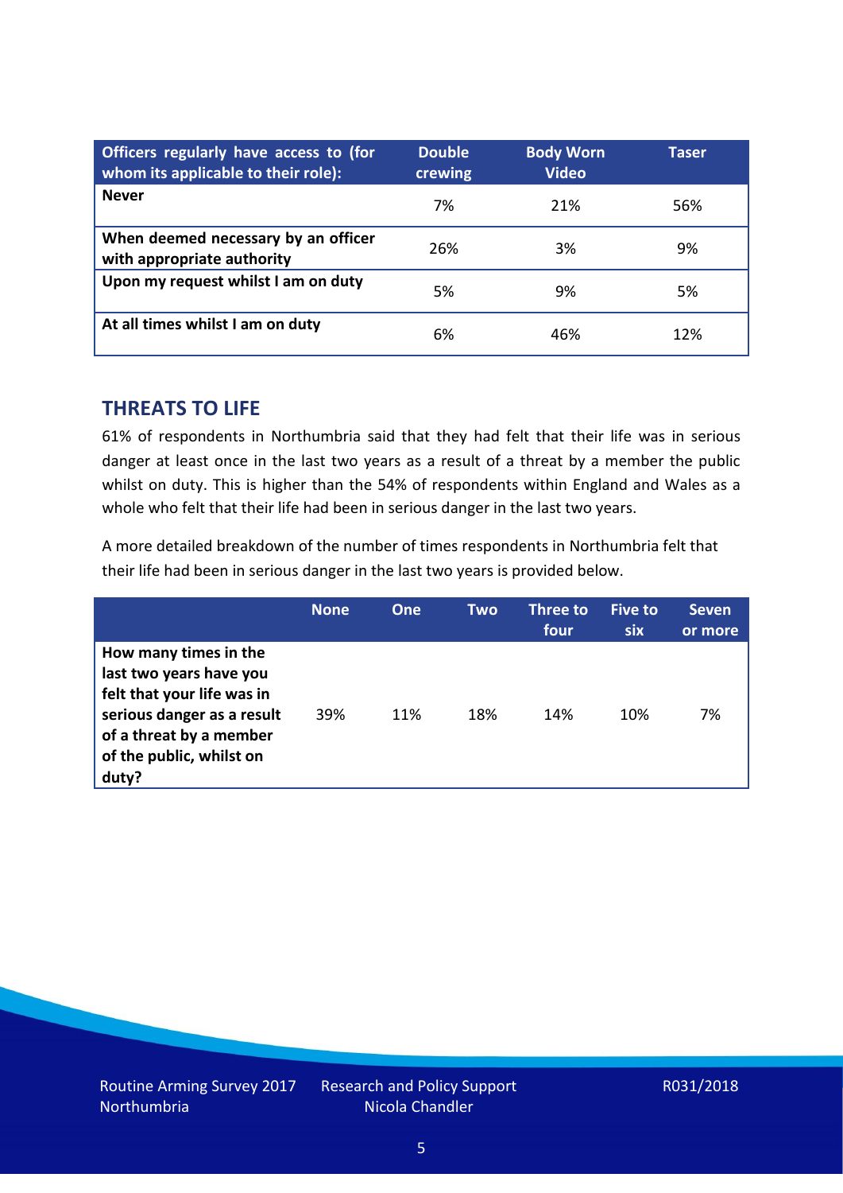| Officers regularly have access to (for whom its applicable to their role): | Double crewing | Body Worn Video | Taser |
|---|---|---|---|
| **Never** | 7% | 21% | 56% |
| **When deemed necessary by an officer with appropriate authority** | 26% | 3% | 9% |
| **Upon my request whilst I am on duty** | 5% | 9% | 5% |
| **At all times whilst I am on duty** | 6% | 46% | 12% |

## THREATS TO LIFE

61% of respondents in Northumbria said that they had felt that their life was in serious danger at least once in the last two years as a result of a threat by a member the public whilst on duty. This is higher than the 54% of respondents within England and Wales as a whole who felt that their life had been in serious danger in the last two years.

A more detailed breakdown of the number of times respondents in Northumbria felt that their life had been in serious danger in the last two years is provided below.

| | None | One | Two | Three to four | Five to six | Seven or more |
|---|---|---|---|---|---|---|
| **How many times in the last two years have you felt that your life was in serious danger as a result of a threat by a member of the public, whilst on duty?** | 39% | 11% | 18% | 14% | 10% | 7% |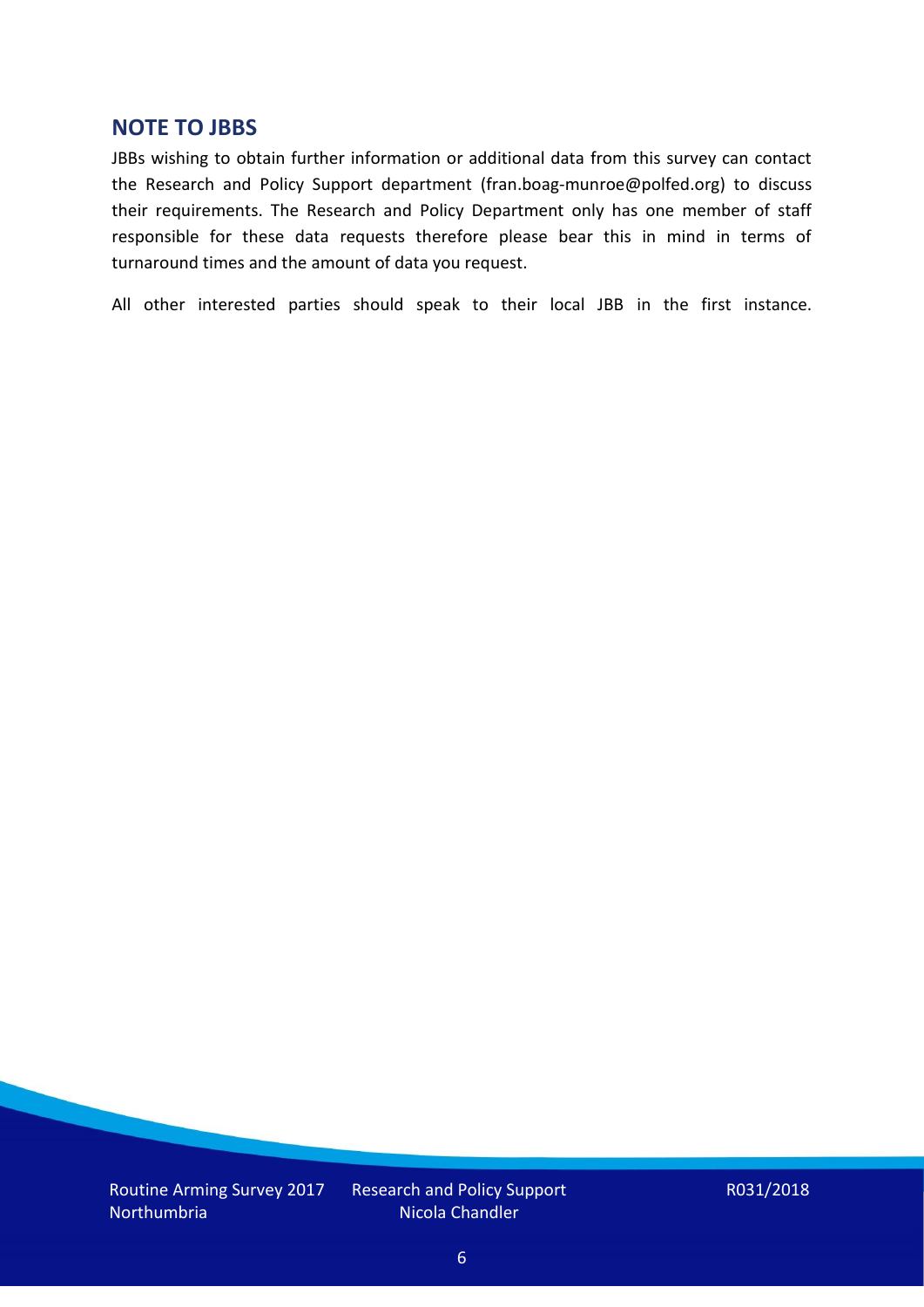## NOTE TO JBBS

JBBs wishing to obtain further information or additional data from this survey can contact the Research and Policy Support department (fran.boag-munroe@polfed.org) to discuss their requirements. The Research and Policy Department only has one member of staff responsible for these data requests therefore please bear this in mind in terms of turnaround times and the amount of data you request.

All other interested parties should speak to their local JBB in the first instance.